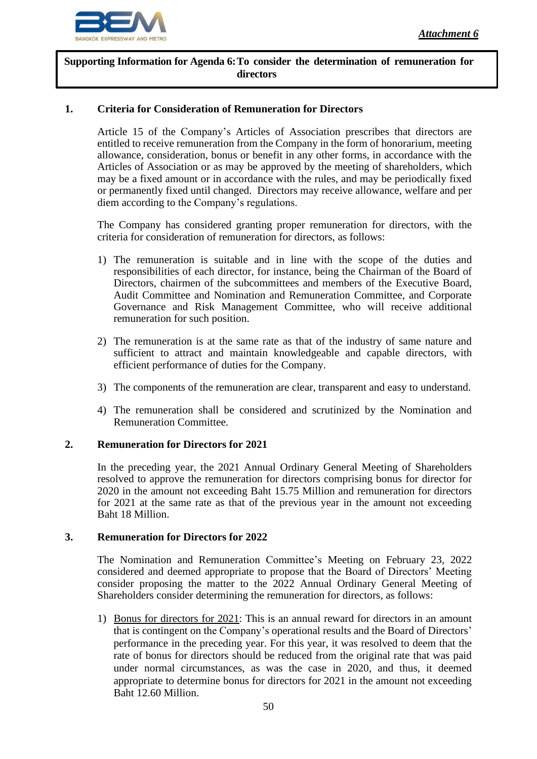*Attachment 6*

**Supporting Information for Agenda 6: To consider the determination of remuneration for directors**

## 1. Criteria for Consideration of Remuneration for Directors

Article 15 of the Company's Articles of Association prescribes that directors are entitled to receive remuneration from the Company in the form of honorarium, meeting allowance, consideration, bonus or benefit in any other forms, in accordance with the Articles of Association or as may be approved by the meeting of shareholders, which may be a fixed amount or in accordance with the rules, and may be periodically fixed or permanently fixed until changed. Directors may receive allowance, welfare and per diem according to the Company's regulations.

The Company has considered granting proper remuneration for directors, with the criteria for consideration of remuneration for directors, as follows:

1) The remuneration is suitable and in line with the scope of the duties and responsibilities of each director, for instance, being the Chairman of the Board of Directors, chairmen of the subcommittees and members of the Executive Board, Audit Committee and Nomination and Remuneration Committee, and Corporate Governance and Risk Management Committee, who will receive additional remuneration for such position.

2) The remuneration is at the same rate as that of the industry of same nature and sufficient to attract and maintain knowledgeable and capable directors, with efficient performance of duties for the Company.

3) The components of the remuneration are clear, transparent and easy to understand.

4) The remuneration shall be considered and scrutinized by the Nomination and Remuneration Committee.

## 2. Remuneration for Directors for 2021

In the preceding year, the 2021 Annual Ordinary General Meeting of Shareholders resolved to approve the remuneration for directors comprising bonus for director for 2020 in the amount not exceeding Baht 15.75 Million and remuneration for directors for 2021 at the same rate as that of the previous year in the amount not exceeding Baht 18 Million.

## 3. Remuneration for Directors for 2022

The Nomination and Remuneration Committee's Meeting on February 23, 2022 considered and deemed appropriate to propose that the Board of Directors' Meeting consider proposing the matter to the 2022 Annual Ordinary General Meeting of Shareholders consider determining the remuneration for directors, as follows:

1) <u>Bonus for directors for 2021</u>: This is an annual reward for directors in an amount that is contingent on the Company's operational results and the Board of Directors' performance in the preceding year. For this year, it was resolved to deem that the rate of bonus for directors should be reduced from the original rate that was paid under normal circumstances, as was the case in 2020, and thus, it deemed appropriate to determine bonus for directors for 2021 in the amount not exceeding Baht 12.60 Million.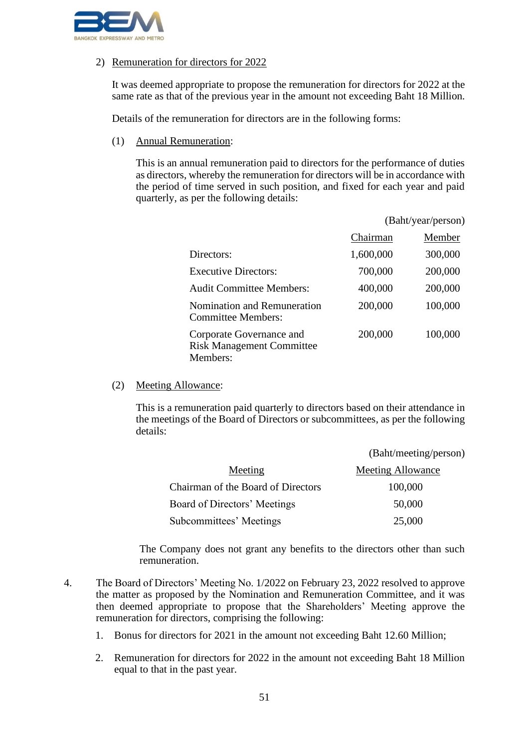2) Remuneration for directors for 2022

It was deemed appropriate to propose the remuneration for directors for 2022 at the same rate as that of the previous year in the amount not exceeding Baht 18 Million.

Details of the remuneration for directors are in the following forms:

(1) Annual Remuneration:

This is an annual remuneration paid to directors for the performance of duties as directors, whereby the remuneration for directors will be in accordance with the period of time served in such position, and fixed for each year and paid quarterly, as per the following details:

(Baht/year/person)

| | Chairman | Member |
|---|---|---|
| Directors: | 1,600,000 | 300,000 |
| Executive Directors: | 700,000 | 200,000 |
| Audit Committee Members: | 400,000 | 200,000 |
| Nomination and Remuneration Committee Members: | 200,000 | 100,000 |
| Corporate Governance and Risk Management Committee Members: | 200,000 | 100,000 |

(2) Meeting Allowance:

This is a remuneration paid quarterly to directors based on their attendance in the meetings of the Board of Directors or subcommittees, as per the following details:

(Baht/meeting/person)

| Meeting | Meeting Allowance |
|---|---|
| Chairman of the Board of Directors | 100,000 |
| Board of Directors' Meetings | 50,000 |
| Subcommittees' Meetings | 25,000 |

The Company does not grant any benefits to the directors other than such remuneration.

4. The Board of Directors' Meeting No. 1/2022 on February 23, 2022 resolved to approve the matter as proposed by the Nomination and Remuneration Committee, and it was then deemed appropriate to propose that the Shareholders' Meeting approve the remuneration for directors, comprising the following:

1. Bonus for directors for 2021 in the amount not exceeding Baht 12.60 Million;
2. Remuneration for directors for 2022 in the amount not exceeding Baht 18 Million equal to that in the past year.